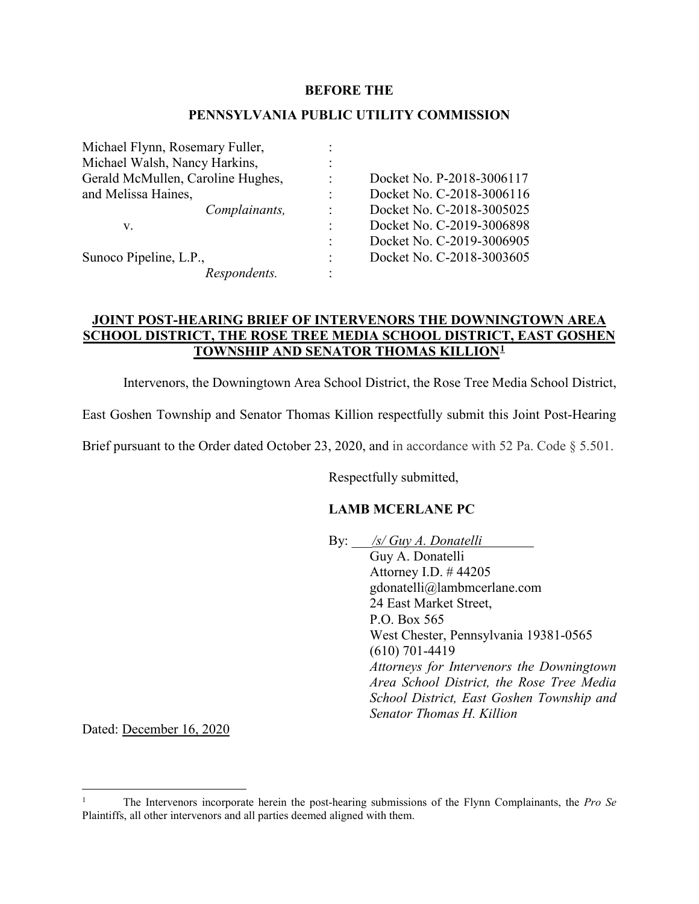**BEFORE THE**

**PENNSYLVANIA PUBLIC UTILITY COMMISSION**

| | | |
|---|---|---|
| Michael Flynn, Rosemary Fuller, | : | |
| Michael Walsh, Nancy Harkins, | : | |
| Gerald McMullen, Caroline Hughes, | : | Docket No. P-2018-3006117 |
| and Melissa Haines, | : | Docket No. C-2018-3006116 |
| *Complainants,* | : | Docket No. C-2018-3005025 |
| v. | : | Docket No. C-2019-3006898 |
| | : | Docket No. C-2019-3006905 |
| Sunoco Pipeline, L.P., | : | Docket No. C-2018-3003605 |
| *Respondents.* | : | |

**JOINT POST-HEARING BRIEF OF INTERVENORS THE DOWNINGTOWN AREA SCHOOL DISTRICT, THE ROSE TREE MEDIA SCHOOL DISTRICT, EAST GOSHEN TOWNSHIP AND SENATOR THOMAS KILLION[1]**

Intervenors, the Downingtown Area School District, the Rose Tree Media School District, East Goshen Township and Senator Thomas Killion respectfully submit this Joint Post-Hearing Brief pursuant to the Order dated October 23, 2020, and in accordance with 52 Pa. Code § 5.501.

Respectfully submitted,

**LAMB MCERLANE PC**

By: */s/ Guy A. Donatelli*
Guy A. Donatelli
Attorney I.D. # 44205
gdonatelli@lambmcerlane.com
24 East Market Street,
P.O. Box 565
West Chester, Pennsylvania 19381-0565
(610) 701-4419
*Attorneys for Intervenors the Downingtown Area School District, the Rose Tree Media School District, East Goshen Township and Senator Thomas H. Killion*

Dated: December 16, 2020

---

[1] The Intervenors incorporate herein the post-hearing submissions of the Flynn Complainants, the *Pro Se* Plaintiffs, all other intervenors and all parties deemed aligned with them.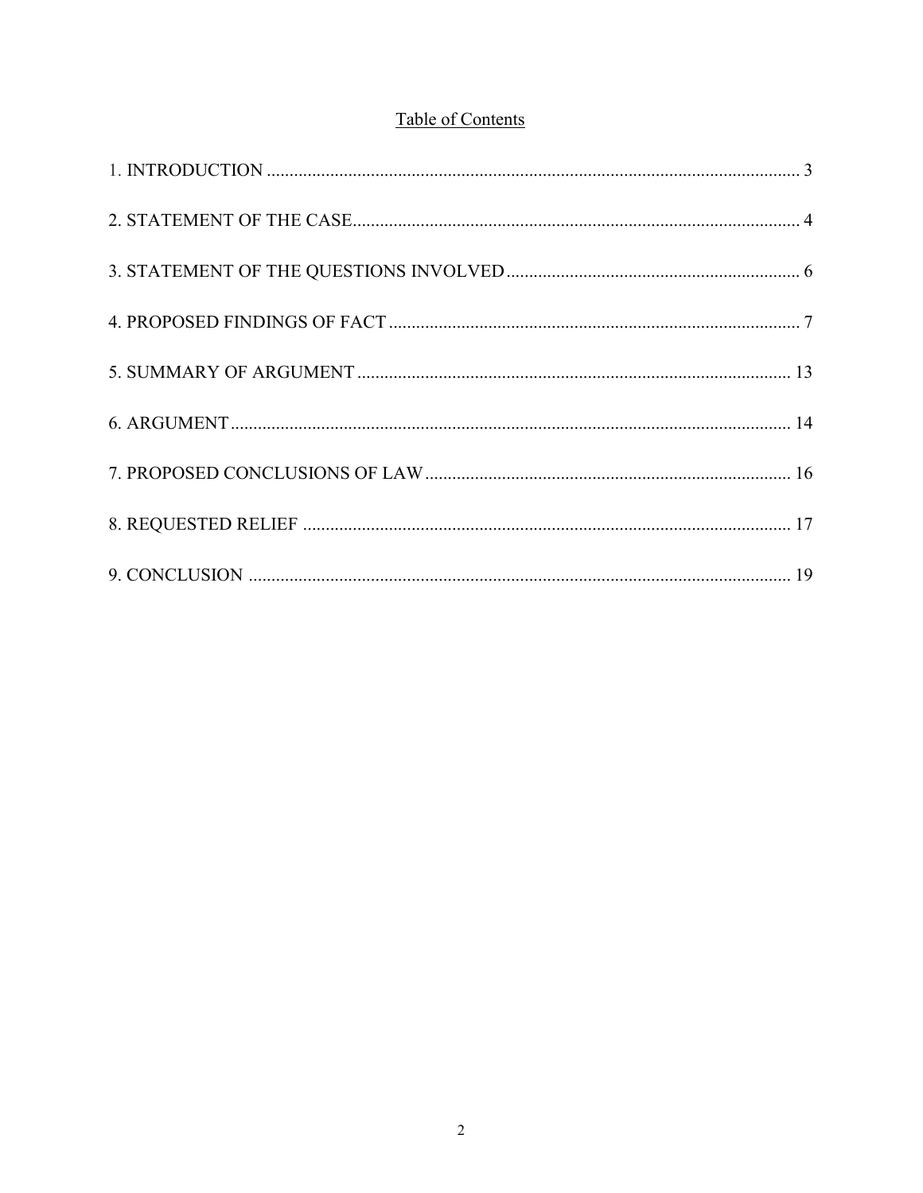## Table of Contents

1. INTRODUCTION ........................................................................................................ 3

2. STATEMENT OF THE CASE.................................................................................... 4

3. STATEMENT OF THE QUESTIONS INVOLVED ................................................... 6

4. PROPOSED FINDINGS OF FACT ............................................................................ 7

5. SUMMARY OF ARGUMENT ................................................................................. 13

6. ARGUMENT ............................................................................................................. 14

7. PROPOSED CONCLUSIONS OF LAW .................................................................. 16

8. REQUESTED RELIEF ............................................................................................. 17

9. CONCLUSION .......................................................................................................... 19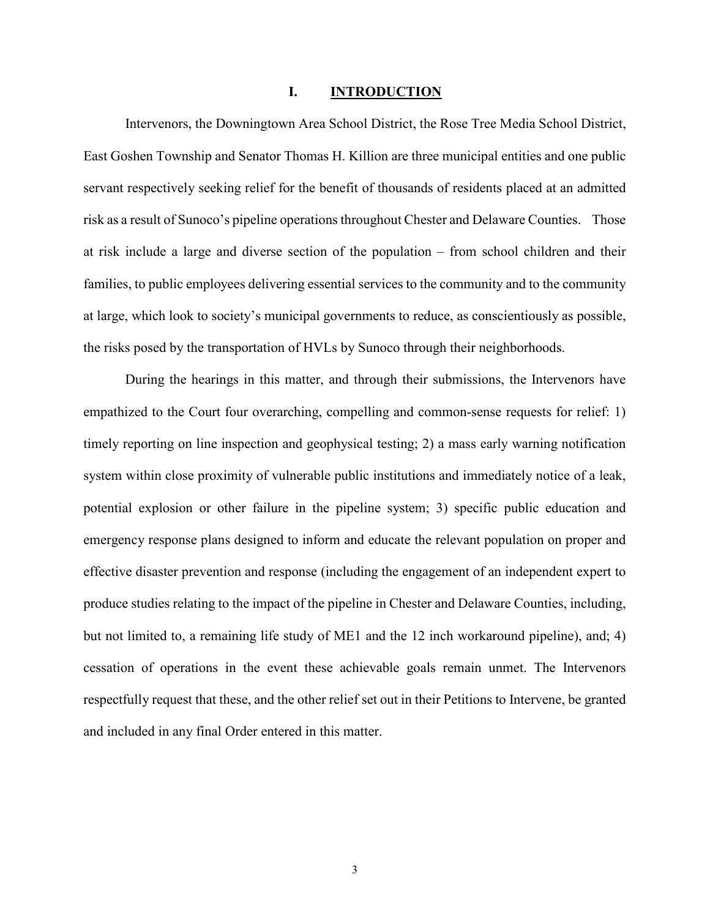# I. <u>INTRODUCTION</u>

Intervenors, the Downingtown Area School District, the Rose Tree Media School District, East Goshen Township and Senator Thomas H. Killion are three municipal entities and one public servant respectively seeking relief for the benefit of thousands of residents placed at an admitted risk as a result of Sunoco's pipeline operations throughout Chester and Delaware Counties. Those at risk include a large and diverse section of the population – from school children and their families, to public employees delivering essential services to the community and to the community at large, which look to society's municipal governments to reduce, as conscientiously as possible, the risks posed by the transportation of HVLs by Sunoco through their neighborhoods.

During the hearings in this matter, and through their submissions, the Intervenors have empathized to the Court four overarching, compelling and common-sense requests for relief: 1) timely reporting on line inspection and geophysical testing; 2) a mass early warning notification system within close proximity of vulnerable public institutions and immediately notice of a leak, potential explosion or other failure in the pipeline system; 3) specific public education and emergency response plans designed to inform and educate the relevant population on proper and effective disaster prevention and response (including the engagement of an independent expert to produce studies relating to the impact of the pipeline in Chester and Delaware Counties, including, but not limited to, a remaining life study of ME1 and the 12 inch workaround pipeline), and; 4) cessation of operations in the event these achievable goals remain unmet. The Intervenors respectfully request that these, and the other relief set out in their Petitions to Intervene, be granted and included in any final Order entered in this matter.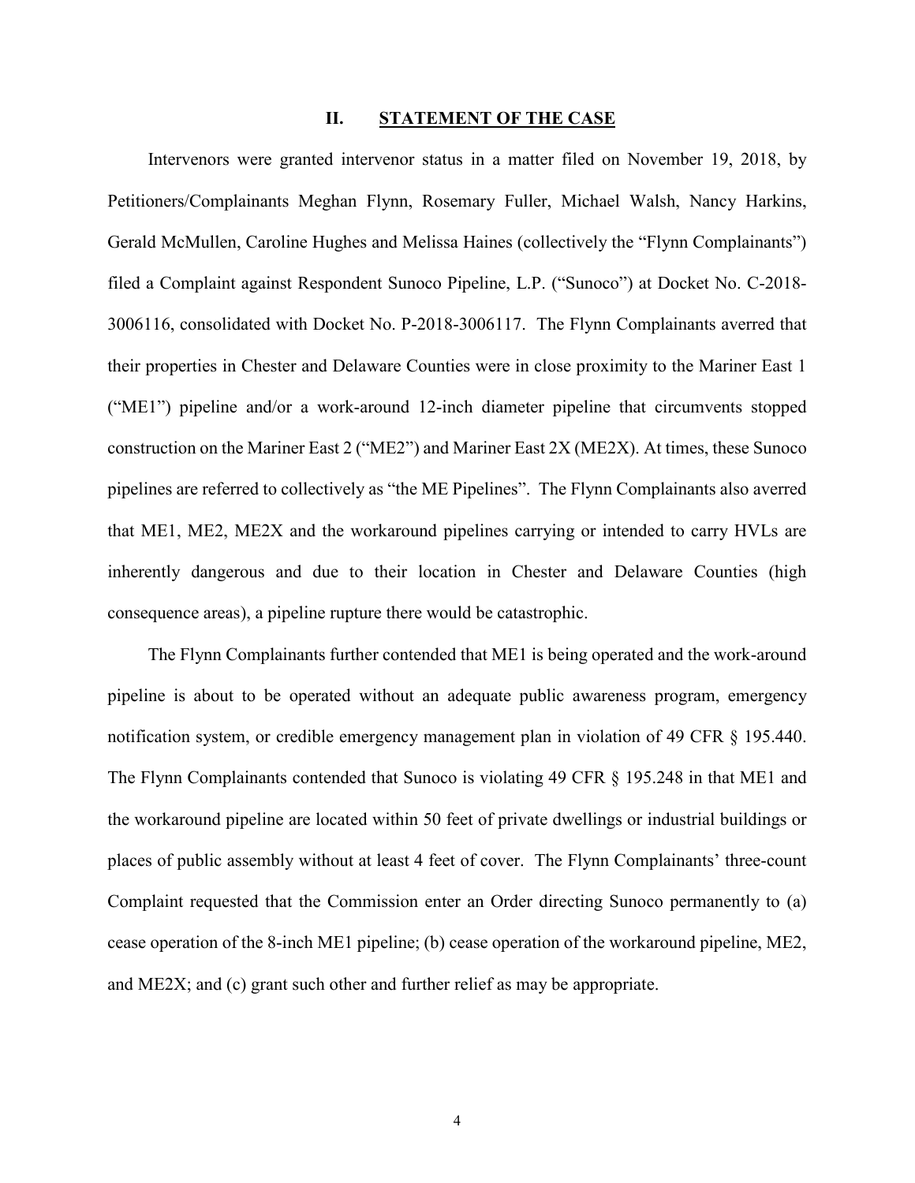## II. STATEMENT OF THE CASE

Intervenors were granted intervenor status in a matter filed on November 19, 2018, by Petitioners/Complainants Meghan Flynn, Rosemary Fuller, Michael Walsh, Nancy Harkins, Gerald McMullen, Caroline Hughes and Melissa Haines (collectively the "Flynn Complainants") filed a Complaint against Respondent Sunoco Pipeline, L.P. ("Sunoco") at Docket No. C-2018-3006116, consolidated with Docket No. P-2018-3006117. The Flynn Complainants averred that their properties in Chester and Delaware Counties were in close proximity to the Mariner East 1 ("ME1") pipeline and/or a work-around 12-inch diameter pipeline that circumvents stopped construction on the Mariner East 2 ("ME2") and Mariner East 2X (ME2X). At times, these Sunoco pipelines are referred to collectively as "the ME Pipelines". The Flynn Complainants also averred that ME1, ME2, ME2X and the workaround pipelines carrying or intended to carry HVLs are inherently dangerous and due to their location in Chester and Delaware Counties (high consequence areas), a pipeline rupture there would be catastrophic.

The Flynn Complainants further contended that ME1 is being operated and the work-around pipeline is about to be operated without an adequate public awareness program, emergency notification system, or credible emergency management plan in violation of 49 CFR § 195.440. The Flynn Complainants contended that Sunoco is violating 49 CFR § 195.248 in that ME1 and the workaround pipeline are located within 50 feet of private dwellings or industrial buildings or places of public assembly without at least 4 feet of cover. The Flynn Complainants' three-count Complaint requested that the Commission enter an Order directing Sunoco permanently to (a) cease operation of the 8-inch ME1 pipeline; (b) cease operation of the workaround pipeline, ME2, and ME2X; and (c) grant such other and further relief as may be appropriate.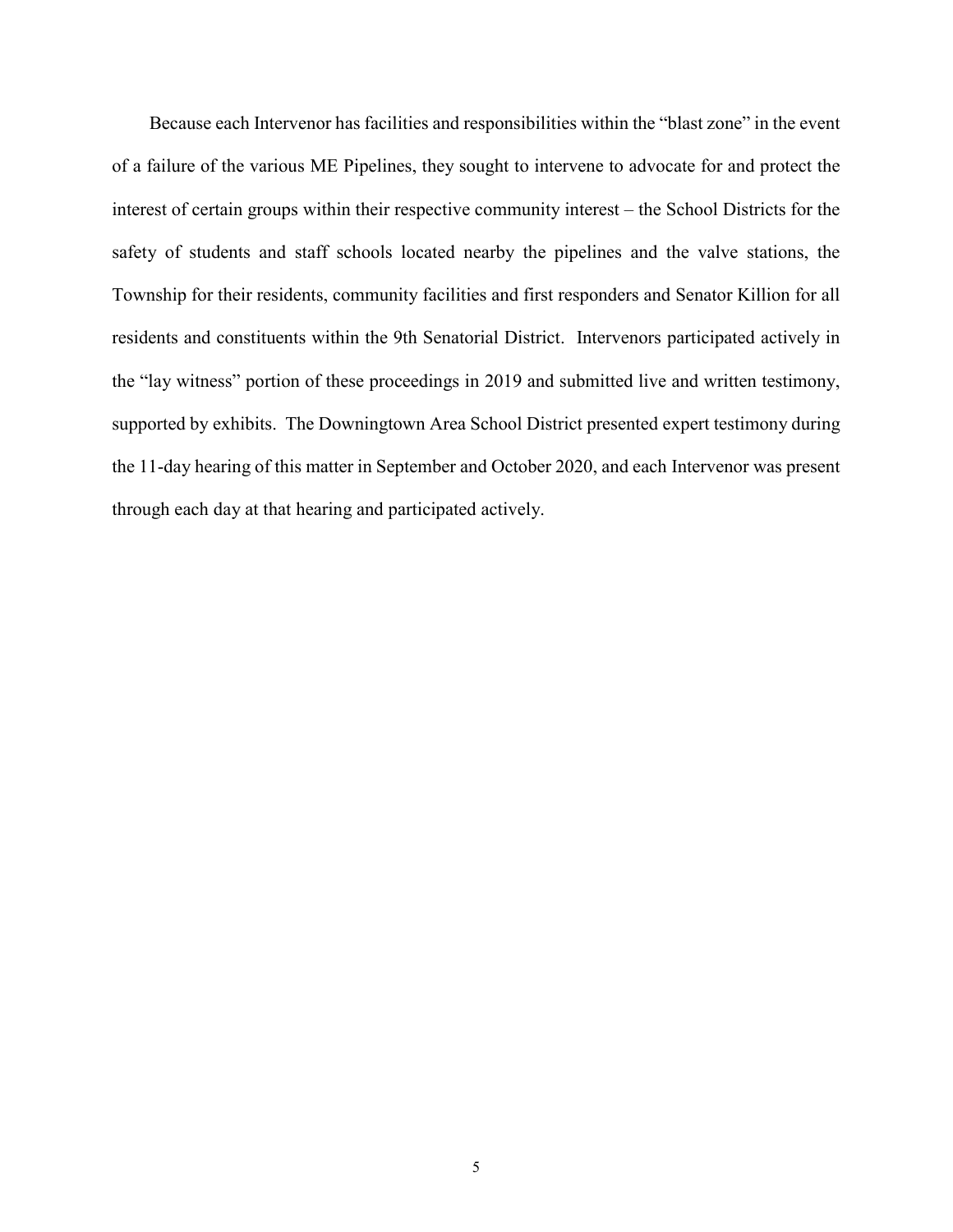Because each Intervenor has facilities and responsibilities within the "blast zone" in the event of a failure of the various ME Pipelines, they sought to intervene to advocate for and protect the interest of certain groups within their respective community interest – the School Districts for the safety of students and staff schools located nearby the pipelines and the valve stations, the Township for their residents, community facilities and first responders and Senator Killion for all residents and constituents within the 9th Senatorial District. Intervenors participated actively in the "lay witness" portion of these proceedings in 2019 and submitted live and written testimony, supported by exhibits. The Downingtown Area School District presented expert testimony during the 11-day hearing of this matter in September and October 2020, and each Intervenor was present through each day at that hearing and participated actively.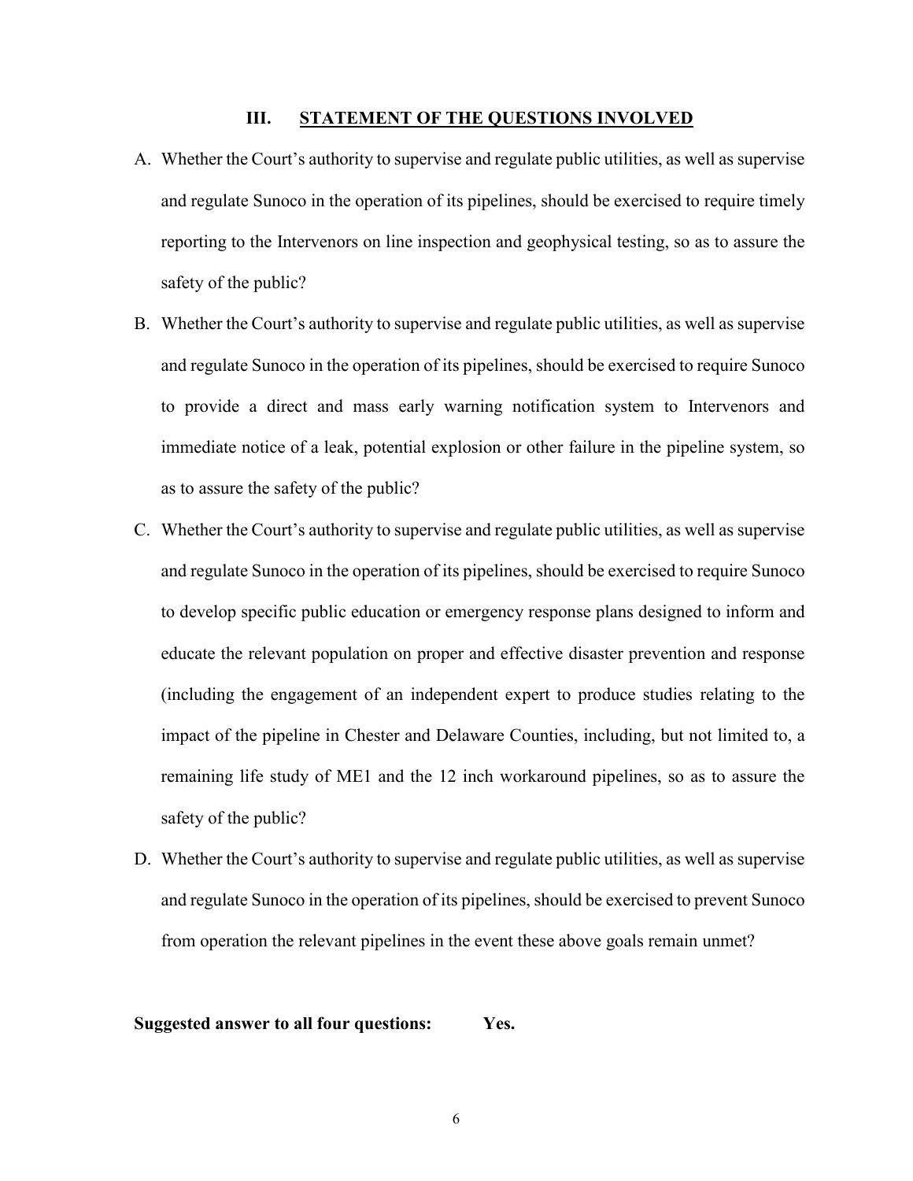## III. STATEMENT OF THE QUESTIONS INVOLVED

A. Whether the Court's authority to supervise and regulate public utilities, as well as supervise and regulate Sunoco in the operation of its pipelines, should be exercised to require timely reporting to the Intervenors on line inspection and geophysical testing, so as to assure the safety of the public?

B. Whether the Court's authority to supervise and regulate public utilities, as well as supervise and regulate Sunoco in the operation of its pipelines, should be exercised to require Sunoco to provide a direct and mass early warning notification system to Intervenors and immediate notice of a leak, potential explosion or other failure in the pipeline system, so as to assure the safety of the public?

C. Whether the Court's authority to supervise and regulate public utilities, as well as supervise and regulate Sunoco in the operation of its pipelines, should be exercised to require Sunoco to develop specific public education or emergency response plans designed to inform and educate the relevant population on proper and effective disaster prevention and response (including the engagement of an independent expert to produce studies relating to the impact of the pipeline in Chester and Delaware Counties, including, but not limited to, a remaining life study of ME1 and the 12 inch workaround pipelines, so as to assure the safety of the public?

D. Whether the Court's authority to supervise and regulate public utilities, as well as supervise and regulate Sunoco in the operation of its pipelines, should be exercised to prevent Sunoco from operation the relevant pipelines in the event these above goals remain unmet?

**Suggested answer to all four questions: Yes.**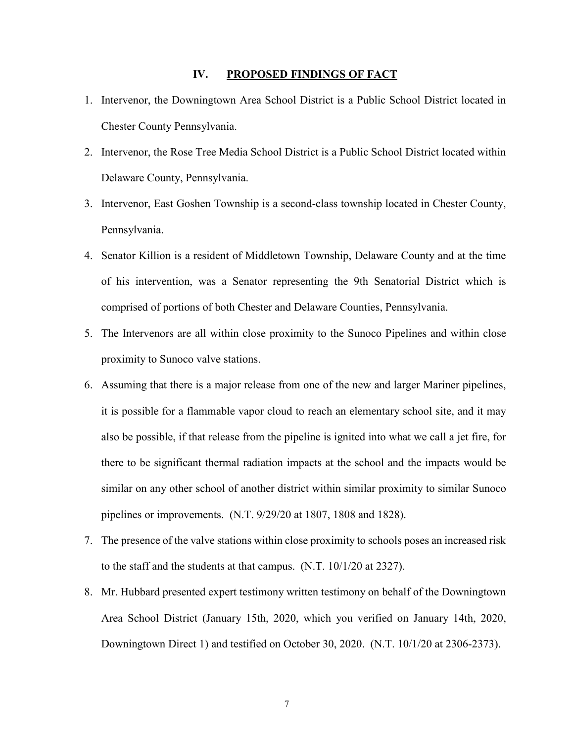## IV. PROPOSED FINDINGS OF FACT

1. Intervenor, the Downingtown Area School District is a Public School District located in Chester County Pennsylvania.
2. Intervenor, the Rose Tree Media School District is a Public School District located within Delaware County, Pennsylvania.
3. Intervenor, East Goshen Township is a second-class township located in Chester County, Pennsylvania.
4. Senator Killion is a resident of Middletown Township, Delaware County and at the time of his intervention, was a Senator representing the 9th Senatorial District which is comprised of portions of both Chester and Delaware Counties, Pennsylvania.
5. The Intervenors are all within close proximity to the Sunoco Pipelines and within close proximity to Sunoco valve stations.
6. Assuming that there is a major release from one of the new and larger Mariner pipelines, it is possible for a flammable vapor cloud to reach an elementary school site, and it may also be possible, if that release from the pipeline is ignited into what we call a jet fire, for there to be significant thermal radiation impacts at the school and the impacts would be similar on any other school of another district within similar proximity to similar Sunoco pipelines or improvements. (N.T. 9/29/20 at 1807, 1808 and 1828).
7. The presence of the valve stations within close proximity to schools poses an increased risk to the staff and the students at that campus. (N.T. 10/1/20 at 2327).
8. Mr. Hubbard presented expert testimony written testimony on behalf of the Downingtown Area School District (January 15th, 2020, which you verified on January 14th, 2020, Downingtown Direct 1) and testified on October 30, 2020. (N.T. 10/1/20 at 2306-2373).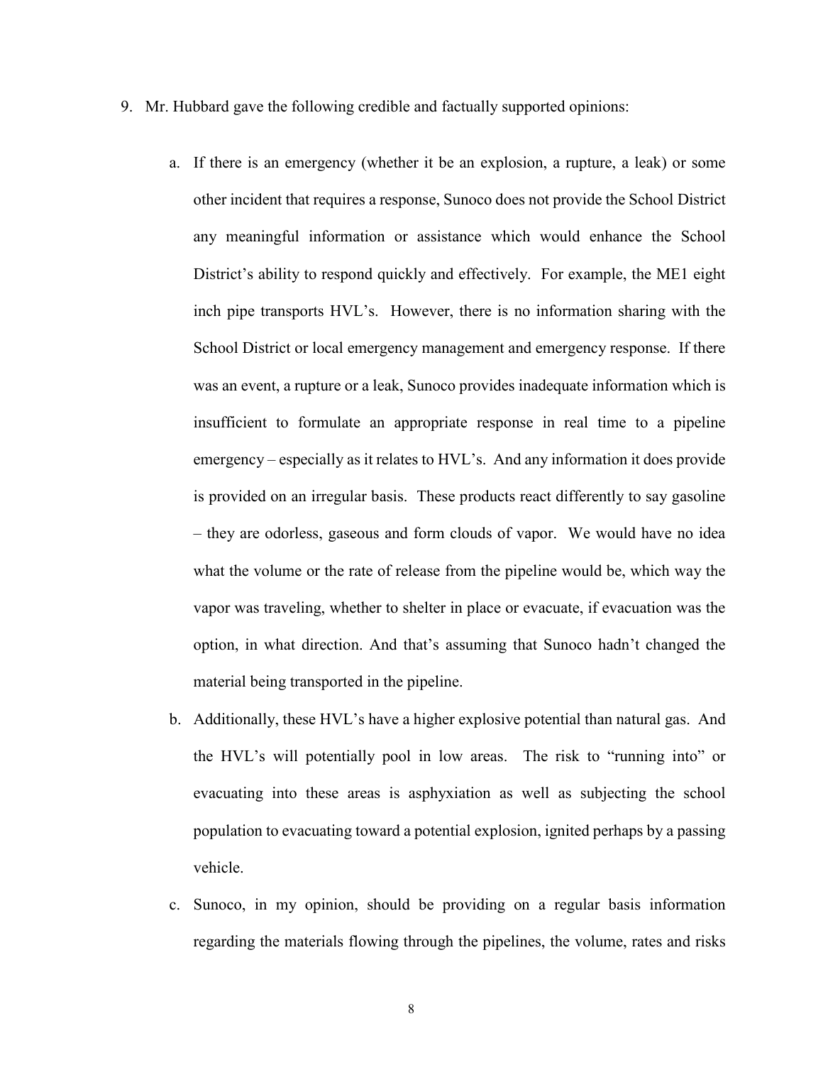9. Mr. Hubbard gave the following credible and factually supported opinions:

   a. If there is an emergency (whether it be an explosion, a rupture, a leak) or some other incident that requires a response, Sunoco does not provide the School District any meaningful information or assistance which would enhance the School District's ability to respond quickly and effectively. For example, the ME1 eight inch pipe transports HVL's. However, there is no information sharing with the School District or local emergency management and emergency response. If there was an event, a rupture or a leak, Sunoco provides inadequate information which is insufficient to formulate an appropriate response in real time to a pipeline emergency – especially as it relates to HVL's. And any information it does provide is provided on an irregular basis. These products react differently to say gasoline – they are odorless, gaseous and form clouds of vapor. We would have no idea what the volume or the rate of release from the pipeline would be, which way the vapor was traveling, whether to shelter in place or evacuate, if evacuation was the option, in what direction. And that's assuming that Sunoco hadn't changed the material being transported in the pipeline.

   b. Additionally, these HVL's have a higher explosive potential than natural gas. And the HVL's will potentially pool in low areas. The risk to "running into" or evacuating into these areas is asphyxiation as well as subjecting the school population to evacuating toward a potential explosion, ignited perhaps by a passing vehicle.

   c. Sunoco, in my opinion, should be providing on a regular basis information regarding the materials flowing through the pipelines, the volume, rates and risks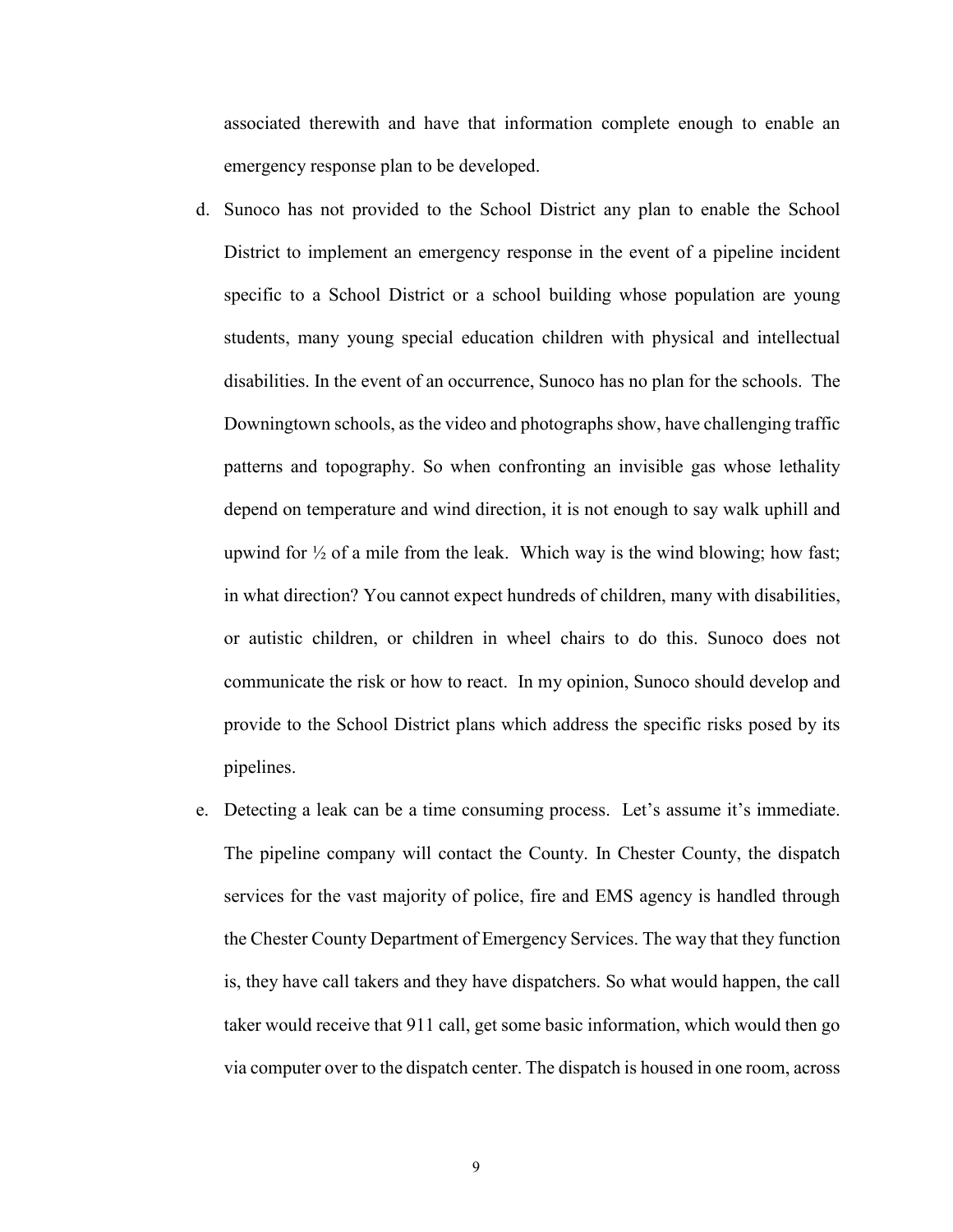associated therewith and have that information complete enough to enable an emergency response plan to be developed.

d. Sunoco has not provided to the School District any plan to enable the School District to implement an emergency response in the event of a pipeline incident specific to a School District or a school building whose population are young students, many young special education children with physical and intellectual disabilities. In the event of an occurrence, Sunoco has no plan for the schools. The Downingtown schools, as the video and photographs show, have challenging traffic patterns and topography. So when confronting an invisible gas whose lethality depend on temperature and wind direction, it is not enough to say walk uphill and upwind for ½ of a mile from the leak. Which way is the wind blowing; how fast; in what direction? You cannot expect hundreds of children, many with disabilities, or autistic children, or children in wheel chairs to do this. Sunoco does not communicate the risk or how to react. In my opinion, Sunoco should develop and provide to the School District plans which address the specific risks posed by its pipelines.

e. Detecting a leak can be a time consuming process. Let's assume it's immediate. The pipeline company will contact the County. In Chester County, the dispatch services for the vast majority of police, fire and EMS agency is handled through the Chester County Department of Emergency Services. The way that they function is, they have call takers and they have dispatchers. So what would happen, the call taker would receive that 911 call, get some basic information, which would then go via computer over to the dispatch center. The dispatch is housed in one room, across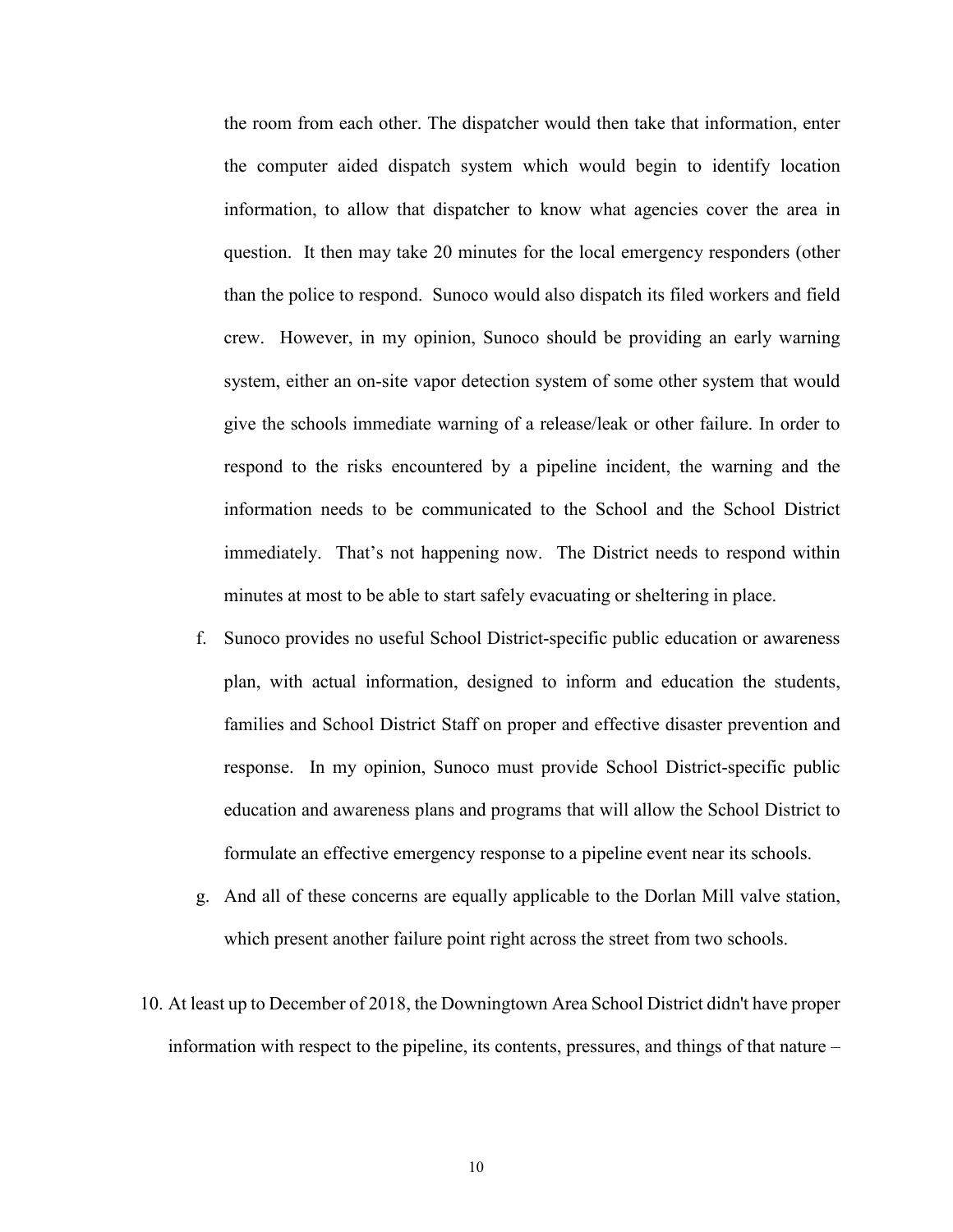the room from each other. The dispatcher would then take that information, enter the computer aided dispatch system which would begin to identify location information, to allow that dispatcher to know what agencies cover the area in question. It then may take 20 minutes for the local emergency responders (other than the police to respond. Sunoco would also dispatch its filed workers and field crew. However, in my opinion, Sunoco should be providing an early warning system, either an on-site vapor detection system of some other system that would give the schools immediate warning of a release/leak or other failure. In order to respond to the risks encountered by a pipeline incident, the warning and the information needs to be communicated to the School and the School District immediately. That's not happening now. The District needs to respond within minutes at most to be able to start safely evacuating or sheltering in place.

f. Sunoco provides no useful School District-specific public education or awareness plan, with actual information, designed to inform and education the students, families and School District Staff on proper and effective disaster prevention and response. In my opinion, Sunoco must provide School District-specific public education and awareness plans and programs that will allow the School District to formulate an effective emergency response to a pipeline event near its schools.

g. And all of these concerns are equally applicable to the Dorlan Mill valve station, which present another failure point right across the street from two schools.

10. At least up to December of 2018, the Downingtown Area School District didn't have proper information with respect to the pipeline, its contents, pressures, and things of that nature –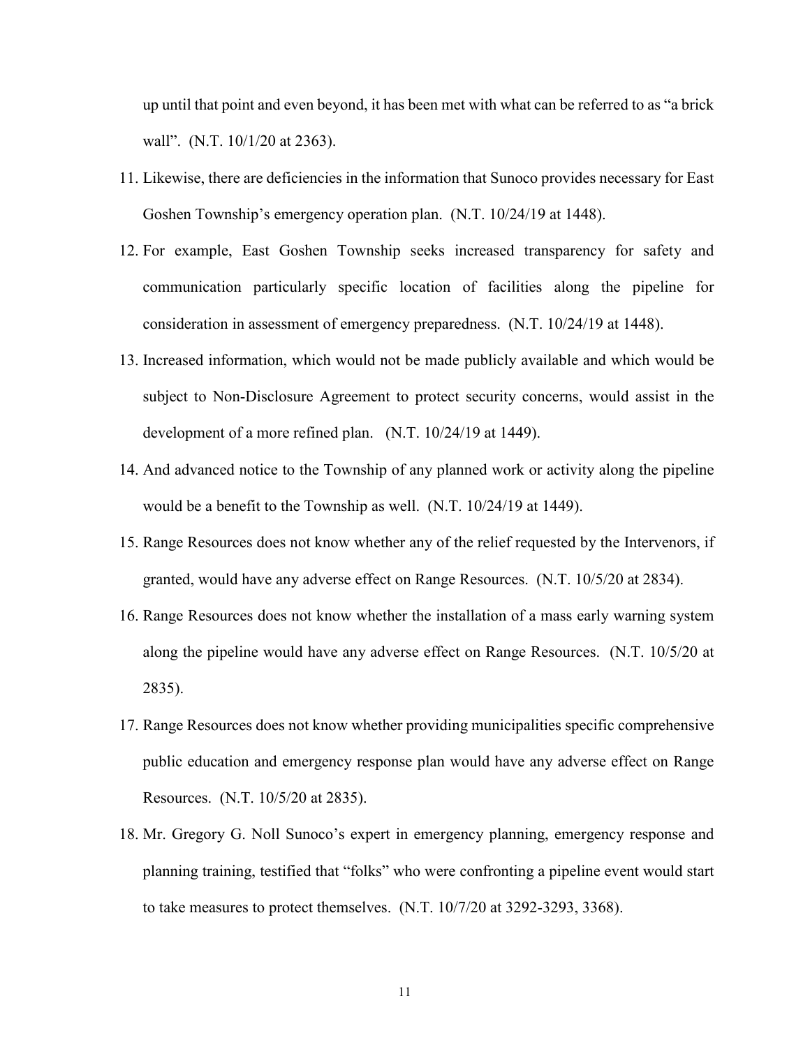up until that point and even beyond, it has been met with what can be referred to as "a brick wall". (N.T. 10/1/20 at 2363).

11. Likewise, there are deficiencies in the information that Sunoco provides necessary for East Goshen Township's emergency operation plan. (N.T. 10/24/19 at 1448).
12. For example, East Goshen Township seeks increased transparency for safety and communication particularly specific location of facilities along the pipeline for consideration in assessment of emergency preparedness. (N.T. 10/24/19 at 1448).
13. Increased information, which would not be made publicly available and which would be subject to Non-Disclosure Agreement to protect security concerns, would assist in the development of a more refined plan. (N.T. 10/24/19 at 1449).
14. And advanced notice to the Township of any planned work or activity along the pipeline would be a benefit to the Township as well. (N.T. 10/24/19 at 1449).
15. Range Resources does not know whether any of the relief requested by the Intervenors, if granted, would have any adverse effect on Range Resources. (N.T. 10/5/20 at 2834).
16. Range Resources does not know whether the installation of a mass early warning system along the pipeline would have any adverse effect on Range Resources. (N.T. 10/5/20 at 2835).
17. Range Resources does not know whether providing municipalities specific comprehensive public education and emergency response plan would have any adverse effect on Range Resources. (N.T. 10/5/20 at 2835).
18. Mr. Gregory G. Noll Sunoco's expert in emergency planning, emergency response and planning training, testified that "folks" who were confronting a pipeline event would start to take measures to protect themselves. (N.T. 10/7/20 at 3292-3293, 3368).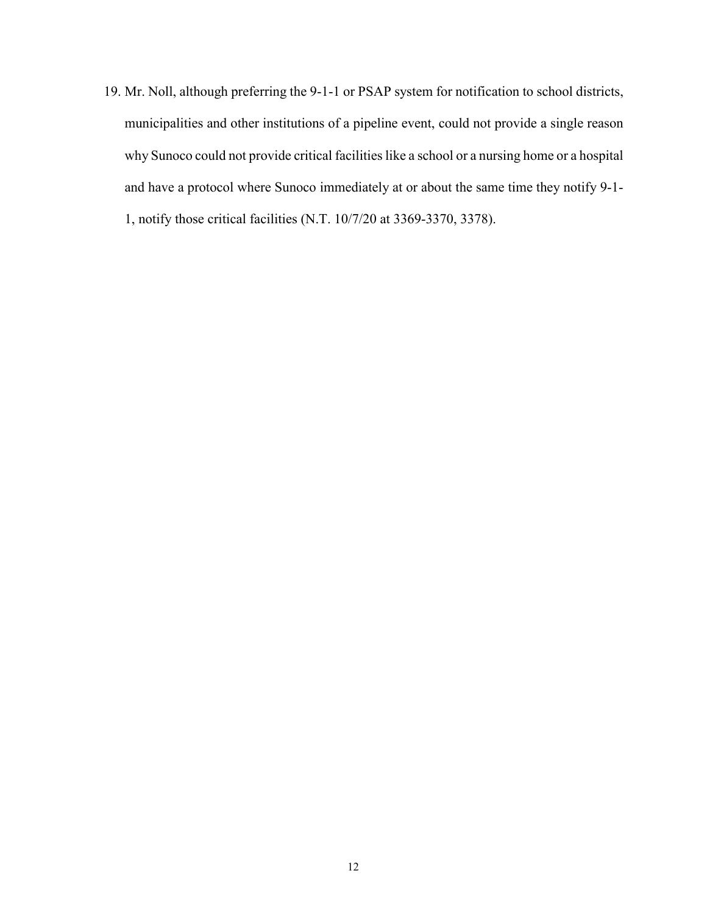19. Mr. Noll, although preferring the 9-1-1 or PSAP system for notification to school districts, municipalities and other institutions of a pipeline event, could not provide a single reason why Sunoco could not provide critical facilities like a school or a nursing home or a hospital and have a protocol where Sunoco immediately at or about the same time they notify 9-1-1, notify those critical facilities (N.T. 10/7/20 at 3369-3370, 3378).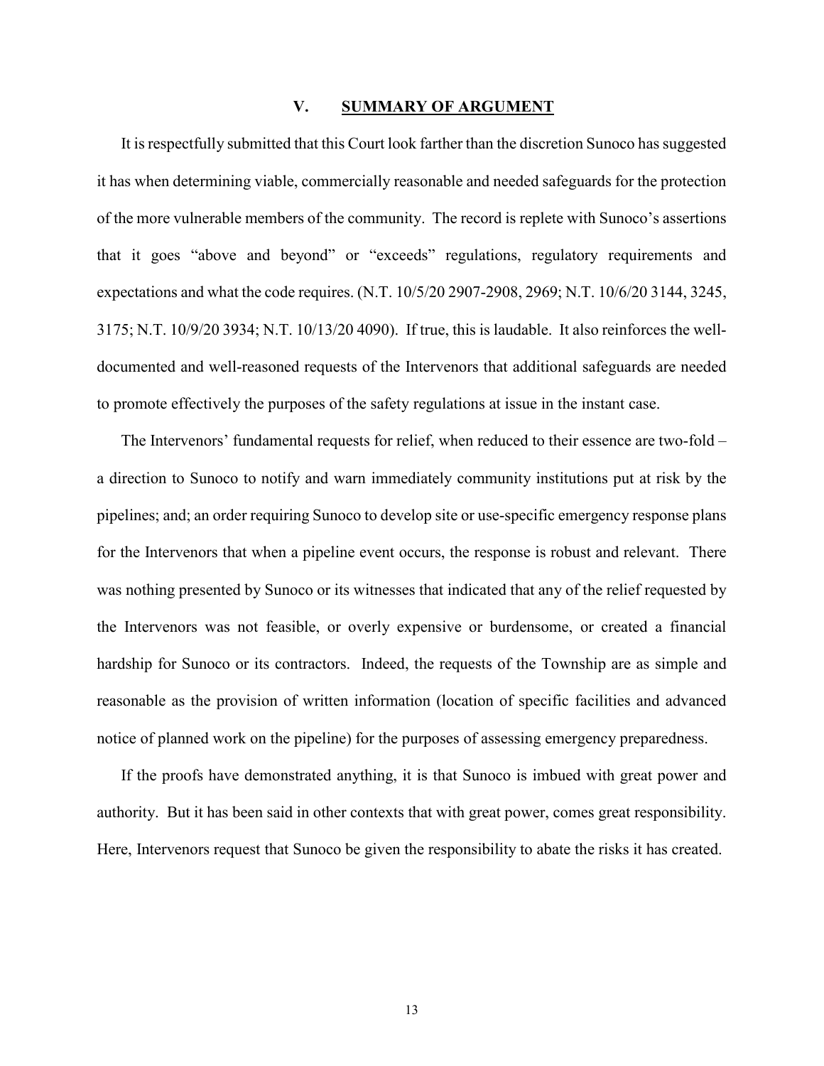## V. SUMMARY OF ARGUMENT

It is respectfully submitted that this Court look farther than the discretion Sunoco has suggested it has when determining viable, commercially reasonable and needed safeguards for the protection of the more vulnerable members of the community. The record is replete with Sunoco's assertions that it goes "above and beyond" or "exceeds" regulations, regulatory requirements and expectations and what the code requires. (N.T. 10/5/20 2907-2908, 2969; N.T. 10/6/20 3144, 3245, 3175; N.T. 10/9/20 3934; N.T. 10/13/20 4090). If true, this is laudable. It also reinforces the well-documented and well-reasoned requests of the Intervenors that additional safeguards are needed to promote effectively the purposes of the safety regulations at issue in the instant case.

The Intervenors' fundamental requests for relief, when reduced to their essence are two-fold – a direction to Sunoco to notify and warn immediately community institutions put at risk by the pipelines; and; an order requiring Sunoco to develop site or use-specific emergency response plans for the Intervenors that when a pipeline event occurs, the response is robust and relevant. There was nothing presented by Sunoco or its witnesses that indicated that any of the relief requested by the Intervenors was not feasible, or overly expensive or burdensome, or created a financial hardship for Sunoco or its contractors. Indeed, the requests of the Township are as simple and reasonable as the provision of written information (location of specific facilities and advanced notice of planned work on the pipeline) for the purposes of assessing emergency preparedness.

If the proofs have demonstrated anything, it is that Sunoco is imbued with great power and authority. But it has been said in other contexts that with great power, comes great responsibility. Here, Intervenors request that Sunoco be given the responsibility to abate the risks it has created.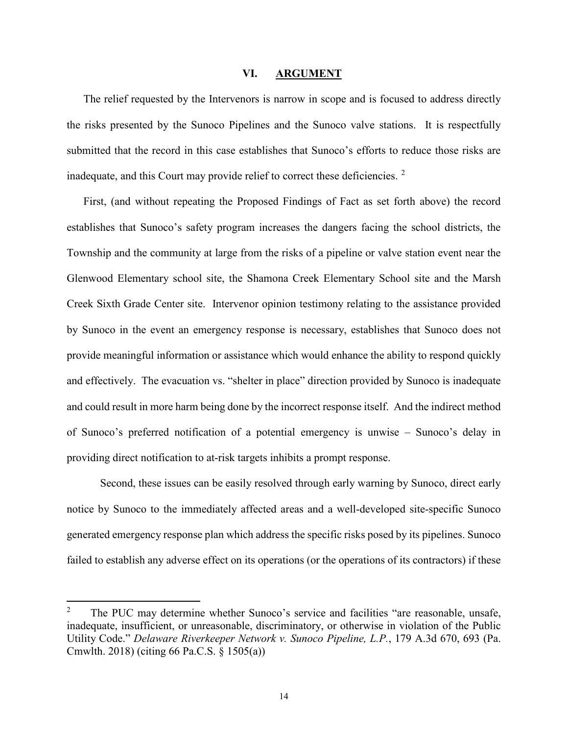## VI. ARGUMENT

The relief requested by the Intervenors is narrow in scope and is focused to address directly the risks presented by the Sunoco Pipelines and the Sunoco valve stations. It is respectfully submitted that the record in this case establishes that Sunoco's efforts to reduce those risks are inadequate, and this Court may provide relief to correct these deficiencies. [2]

First, (and without repeating the Proposed Findings of Fact as set forth above) the record establishes that Sunoco's safety program increases the dangers facing the school districts, the Township and the community at large from the risks of a pipeline or valve station event near the Glenwood Elementary school site, the Shamona Creek Elementary School site and the Marsh Creek Sixth Grade Center site. Intervenor opinion testimony relating to the assistance provided by Sunoco in the event an emergency response is necessary, establishes that Sunoco does not provide meaningful information or assistance which would enhance the ability to respond quickly and effectively. The evacuation vs. "shelter in place" direction provided by Sunoco is inadequate and could result in more harm being done by the incorrect response itself. And the indirect method of Sunoco's preferred notification of a potential emergency is unwise – Sunoco's delay in providing direct notification to at-risk targets inhibits a prompt response.

Second, these issues can be easily resolved through early warning by Sunoco, direct early notice by Sunoco to the immediately affected areas and a well-developed site-specific Sunoco generated emergency response plan which address the specific risks posed by its pipelines. Sunoco failed to establish any adverse effect on its operations (or the operations of its contractors) if these

---

[2] The PUC may determine whether Sunoco's service and facilities "are reasonable, unsafe, inadequate, insufficient, or unreasonable, discriminatory, or otherwise in violation of the Public Utility Code." *Delaware Riverkeeper Network v. Sunoco Pipeline, L.P.*, 179 A.3d 670, 693 (Pa. Cmwlth. 2018) (citing 66 Pa.C.S. § 1505(a))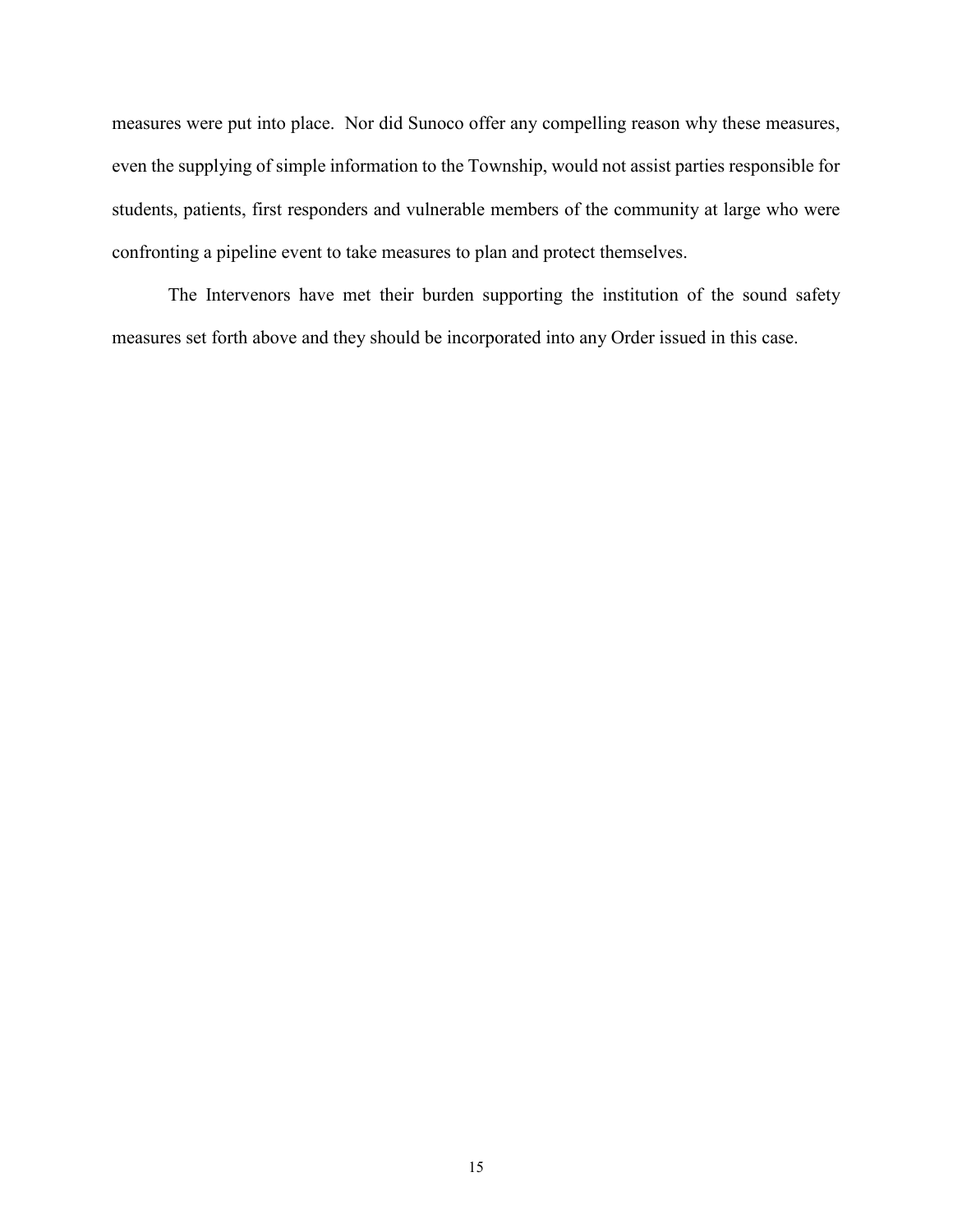measures were put into place. Nor did Sunoco offer any compelling reason why these measures, even the supplying of simple information to the Township, would not assist parties responsible for students, patients, first responders and vulnerable members of the community at large who were confronting a pipeline event to take measures to plan and protect themselves.

The Intervenors have met their burden supporting the institution of the sound safety measures set forth above and they should be incorporated into any Order issued in this case.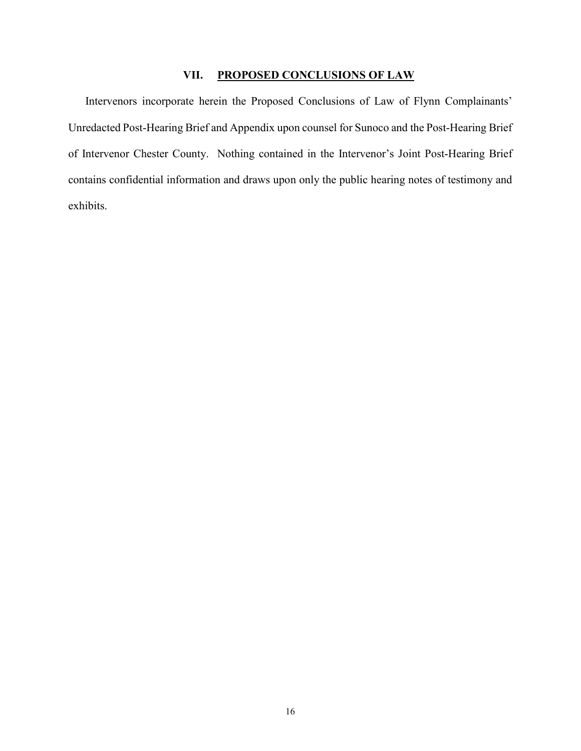## VII. PROPOSED CONCLUSIONS OF LAW

Intervenors incorporate herein the Proposed Conclusions of Law of Flynn Complainants' Unredacted Post-Hearing Brief and Appendix upon counsel for Sunoco and the Post-Hearing Brief of Intervenor Chester County. Nothing contained in the Intervenor's Joint Post-Hearing Brief contains confidential information and draws upon only the public hearing notes of testimony and exhibits.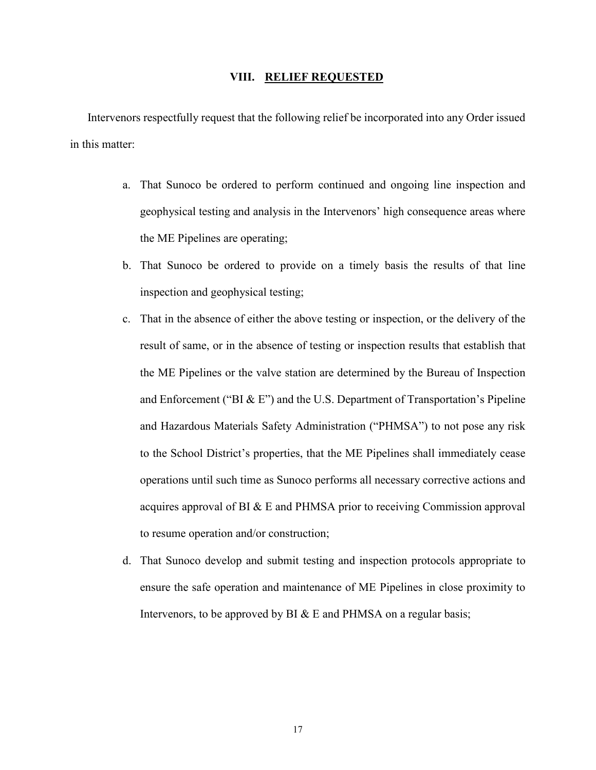## VIII. RELIEF REQUESTED

Intervenors respectfully request that the following relief be incorporated into any Order issued in this matter:

a. That Sunoco be ordered to perform continued and ongoing line inspection and geophysical testing and analysis in the Intervenors' high consequence areas where the ME Pipelines are operating;

b. That Sunoco be ordered to provide on a timely basis the results of that line inspection and geophysical testing;

c. That in the absence of either the above testing or inspection, or the delivery of the result of same, or in the absence of testing or inspection results that establish that the ME Pipelines or the valve station are determined by the Bureau of Inspection and Enforcement ("BI & E") and the U.S. Department of Transportation's Pipeline and Hazardous Materials Safety Administration ("PHMSA") to not pose any risk to the School District's properties, that the ME Pipelines shall immediately cease operations until such time as Sunoco performs all necessary corrective actions and acquires approval of BI & E and PHMSA prior to receiving Commission approval to resume operation and/or construction;

d. That Sunoco develop and submit testing and inspection protocols appropriate to ensure the safe operation and maintenance of ME Pipelines in close proximity to Intervenors, to be approved by BI & E and PHMSA on a regular basis;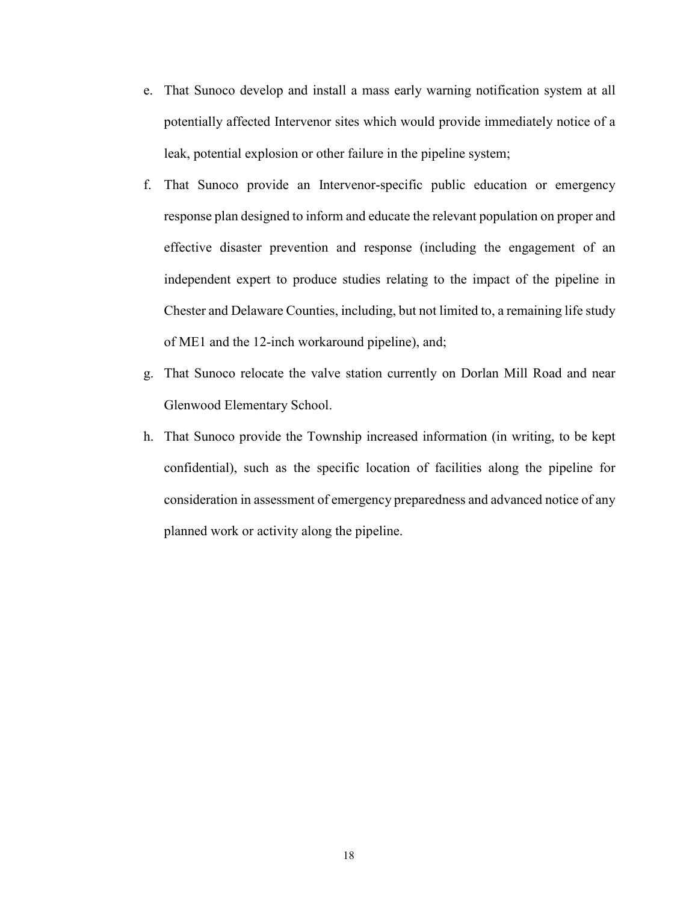e. That Sunoco develop and install a mass early warning notification system at all potentially affected Intervenor sites which would provide immediately notice of a leak, potential explosion or other failure in the pipeline system;

f. That Sunoco provide an Intervenor-specific public education or emergency response plan designed to inform and educate the relevant population on proper and effective disaster prevention and response (including the engagement of an independent expert to produce studies relating to the impact of the pipeline in Chester and Delaware Counties, including, but not limited to, a remaining life study of ME1 and the 12-inch workaround pipeline), and;

g. That Sunoco relocate the valve station currently on Dorlan Mill Road and near Glenwood Elementary School.

h. That Sunoco provide the Township increased information (in writing, to be kept confidential), such as the specific location of facilities along the pipeline for consideration in assessment of emergency preparedness and advanced notice of any planned work or activity along the pipeline.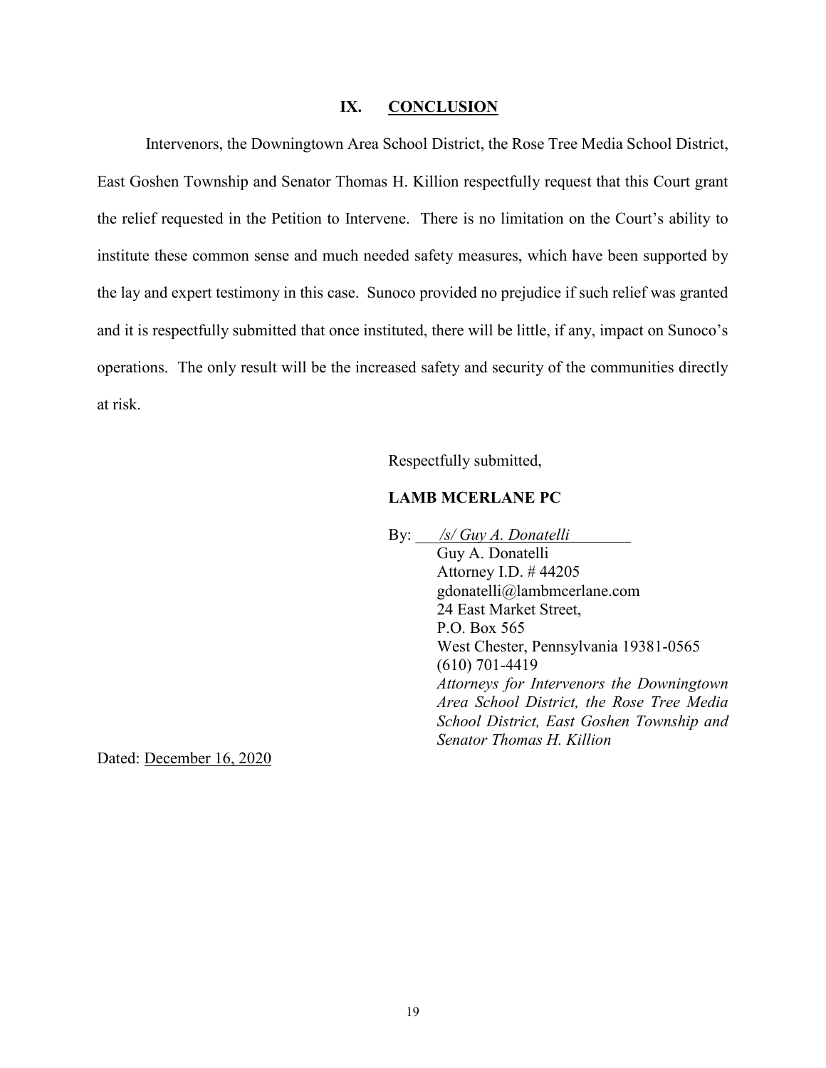## IX. CONCLUSION

Intervenors, the Downingtown Area School District, the Rose Tree Media School District, East Goshen Township and Senator Thomas H. Killion respectfully request that this Court grant the relief requested in the Petition to Intervene. There is no limitation on the Court's ability to institute these common sense and much needed safety measures, which have been supported by the lay and expert testimony in this case. Sunoco provided no prejudice if such relief was granted and it is respectfully submitted that once instituted, there will be little, if any, impact on Sunoco's operations. The only result will be the increased safety and security of the communities directly at risk.

Respectfully submitted,

**LAMB MCERLANE PC**

By: *_/s/ Guy A. Donatelli_*
Guy A. Donatelli
Attorney I.D. # 44205
gdonatelli@lambmcerlane.com
24 East Market Street,
P.O. Box 565
West Chester, Pennsylvania 19381-0565
(610) 701-4419
*Attorneys for Intervenors the Downingtown Area School District, the Rose Tree Media School District, East Goshen Township and Senator Thomas H. Killion*

Dated: December 16, 2020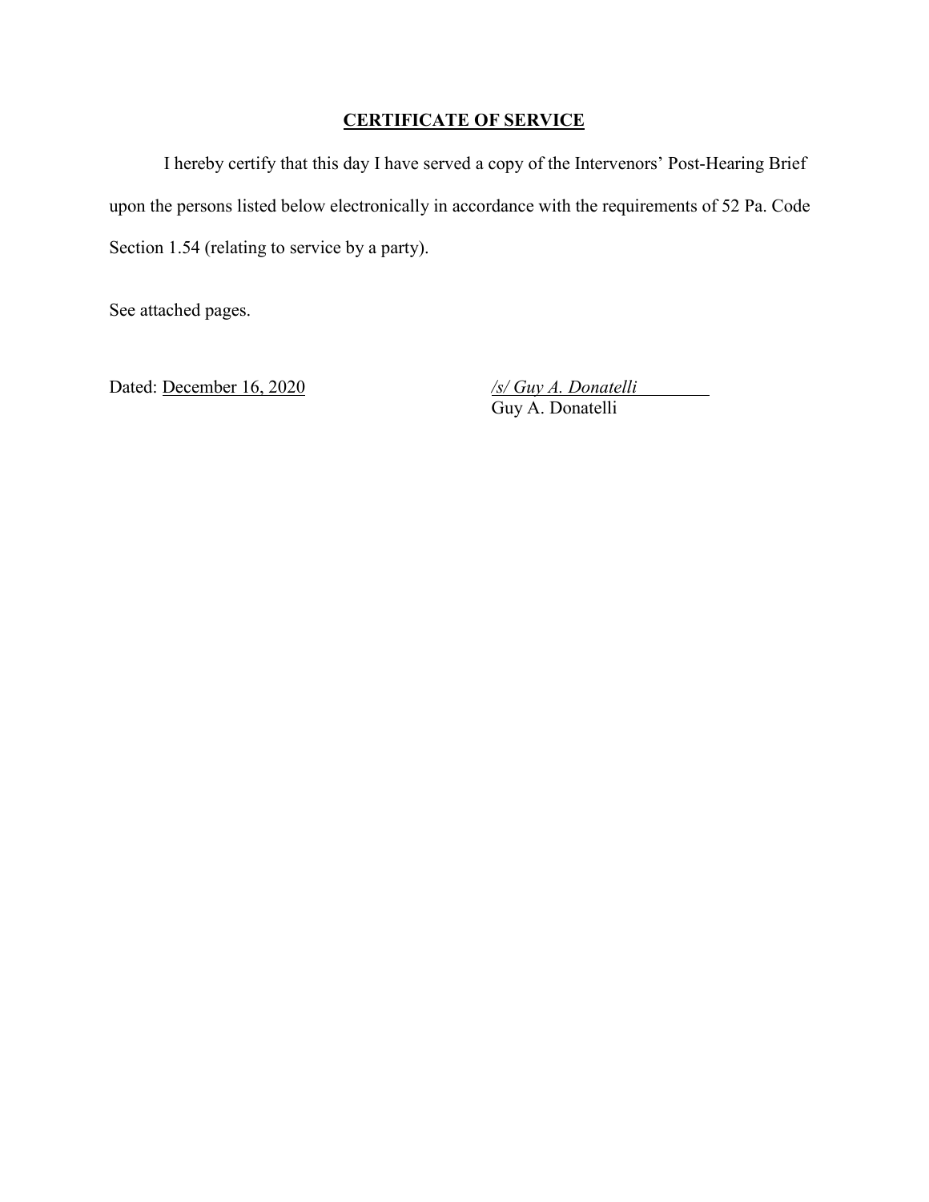**<u>CERTIFICATE OF SERVICE</u>**

I hereby certify that this day I have served a copy of the Intervenors' Post-Hearing Brief upon the persons listed below electronically in accordance with the requirements of 52 Pa. Code Section 1.54 (relating to service by a party).

See attached pages.

Dated: <u>December 16, 2020</u>

*<u>/s/ Guy A. Donatelli</u>*
Guy A. Donatelli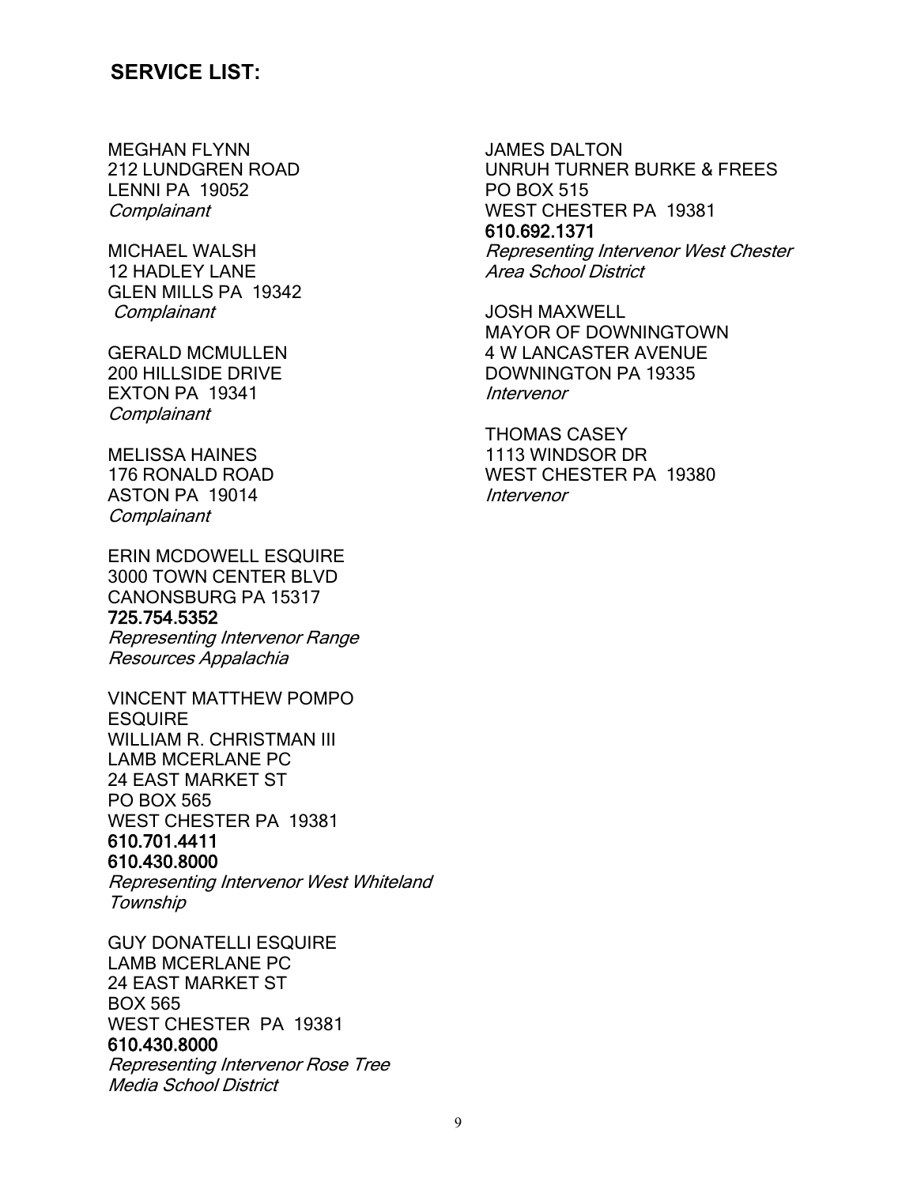## SERVICE LIST:

MEGHAN FLYNN
212 LUNDGREN ROAD
LENNI PA 19052
*Complainant*

MICHAEL WALSH
12 HADLEY LANE
GLEN MILLS PA 19342
*Complainant*

GERALD MCMULLEN
200 HILLSIDE DRIVE
EXTON PA 19341
*Complainant*

MELISSA HAINES
176 RONALD ROAD
ASTON PA 19014
*Complainant*

ERIN MCDOWELL ESQUIRE
3000 TOWN CENTER BLVD
CANONSBURG PA 15317
**725.754.5352**
*Representing Intervenor Range Resources Appalachia*

VINCENT MATTHEW POMPO ESQUIRE
WILLIAM R. CHRISTMAN III
LAMB MCERLANE PC
24 EAST MARKET ST
PO BOX 565
WEST CHESTER PA 19381
**610.701.4411**
**610.430.8000**
*Representing Intervenor West Whiteland Township*

GUY DONATELLI ESQUIRE
LAMB MCERLANE PC
24 EAST MARKET ST
BOX 565
WEST CHESTER PA 19381
**610.430.8000**
*Representing Intervenor Rose Tree Media School District*

JAMES DALTON
UNRUH TURNER BURKE & FREES
PO BOX 515
WEST CHESTER PA 19381
**610.692.1371**
*Representing Intervenor West Chester Area School District*

JOSH MAXWELL
MAYOR OF DOWNINGTOWN
4 W LANCASTER AVENUE
DOWNINGTON PA 19335
*Intervenor*

THOMAS CASEY
1113 WINDSOR DR
WEST CHESTER PA 19380
*Intervenor*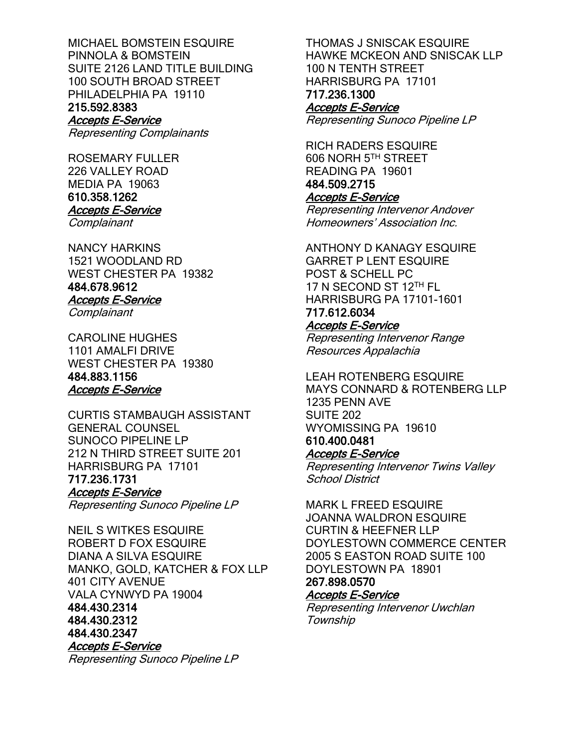MICHAEL BOMSTEIN ESQUIRE
PINNOLA & BOMSTEIN
SUITE 2126 LAND TITLE BUILDING
100 SOUTH BROAD STREET
PHILADELPHIA PA 19110
**215.592.8383**
***Accepts E-Service***
*Representing Complainants*

ROSEMARY FULLER
226 VALLEY ROAD
MEDIA PA 19063
**610.358.1262**
***Accepts E-Service***
*Complainant*

NANCY HARKINS
1521 WOODLAND RD
WEST CHESTER PA 19382
**484.678.9612**
***Accepts E-Service***
*Complainant*

CAROLINE HUGHES
1101 AMALFI DRIVE
WEST CHESTER PA 19380
**484.883.1156**
***Accepts E-Service***

CURTIS STAMBAUGH ASSISTANT GENERAL COUNSEL
SUNOCO PIPELINE LP
212 N THIRD STREET SUITE 201
HARRISBURG PA 17101
**717.236.1731**
***Accepts E-Service***
*Representing Sunoco Pipeline LP*

NEIL S WITKES ESQUIRE
ROBERT D FOX ESQUIRE
DIANA A SILVA ESQUIRE
MANKO, GOLD, KATCHER & FOX LLP
401 CITY AVENUE
VALA CYNWYD PA 19004
**484.430.2314**
**484.430.2312**
**484.430.2347**
***Accepts E-Service***
*Representing Sunoco Pipeline LP*

THOMAS J SNISCAK ESQUIRE
HAWKE MCKEON AND SNISCAK LLP
100 N TENTH STREET
HARRISBURG PA 17101
**717.236.1300**
***Accepts E-Service***
*Representing Sunoco Pipeline LP*

RICH RADERS ESQUIRE
606 NORH 5TH STREET
READING PA 19601
**484.509.2715**
***Accepts E-Service***
*Representing Intervenor Andover Homeowners' Association Inc.*

ANTHONY D KANAGY ESQUIRE
GARRET P LENT ESQUIRE
POST & SCHELL PC
17 N SECOND ST 12TH FL
HARRISBURG PA 17101-1601
**717.612.6034**
***Accepts E-Service***
*Representing Intervenor Range Resources Appalachia*

LEAH ROTENBERG ESQUIRE
MAYS CONNARD & ROTENBERG LLP
1235 PENN AVE
SUITE 202
WYOMISSING PA 19610
**610.400.0481**
***Accepts E-Service***
*Representing Intervenor Twins Valley School District*

MARK L FREED ESQUIRE
JOANNA WALDRON ESQUIRE
CURTIN & HEEFNER LLP
DOYLESTOWN COMMERCE CENTER
2005 S EASTON ROAD SUITE 100
DOYLESTOWN PA 18901
**267.898.0570**
***Accepts E-Service***
*Representing Intervenor Uwchlan Township*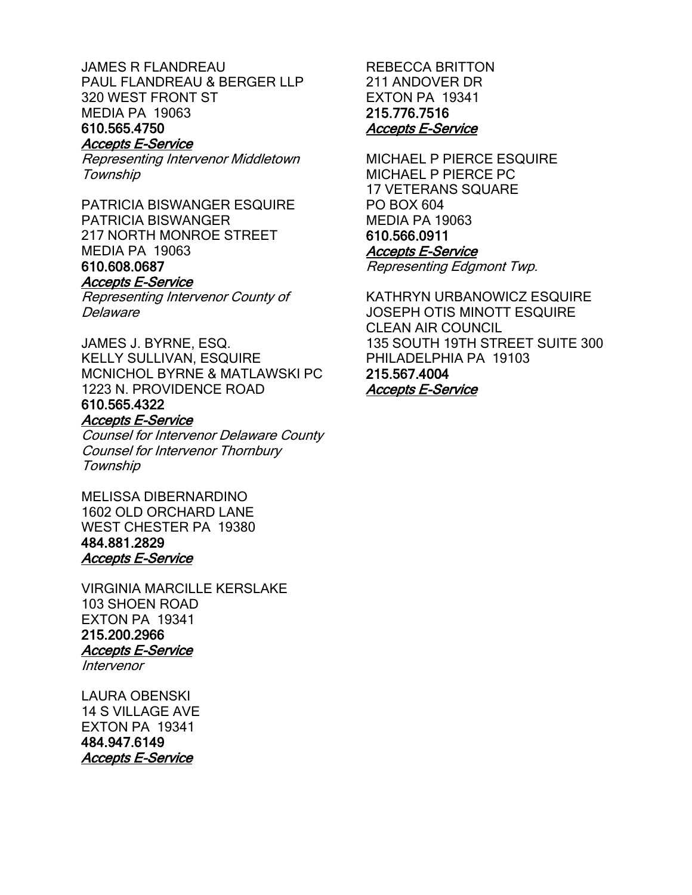JAMES R FLANDREAU
PAUL FLANDREAU & BERGER LLP
320 WEST FRONT ST
MEDIA PA 19063
**610.565.4750**
***Accepts E-Service***
*Representing Intervenor Middletown Township*

PATRICIA BISWANGER ESQUIRE
PATRICIA BISWANGER
217 NORTH MONROE STREET
MEDIA PA 19063
**610.608.0687**
***Accepts E-Service***
*Representing Intervenor County of Delaware*

JAMES J. BYRNE, ESQ.
KELLY SULLIVAN, ESQUIRE
MCNICHOL BYRNE & MATLAWSKI PC
1223 N. PROVIDENCE ROAD
**610.565.4322**
***Accepts E-Service***
*Counsel for Intervenor Delaware County*
*Counsel for Intervenor Thornbury Township*

MELISSA DIBERNARDINO
1602 OLD ORCHARD LANE
WEST CHESTER PA 19380
**484.881.2829**
***Accepts E-Service***

VIRGINIA MARCILLE KERSLAKE
103 SHOEN ROAD
EXTON PA 19341
**215.200.2966**
***Accepts E-Service***
*Intervenor*

LAURA OBENSKI
14 S VILLAGE AVE
EXTON PA 19341
**484.947.6149**
***Accepts E-Service***

REBECCA BRITTON
211 ANDOVER DR
EXTON PA 19341
**215.776.7516**
***Accepts E-Service***

MICHAEL P PIERCE ESQUIRE
MICHAEL P PIERCE PC
17 VETERANS SQUARE
PO BOX 604
MEDIA PA 19063
**610.566.0911**
***Accepts E-Service***
*Representing Edgmont Twp.*

KATHRYN URBANOWICZ ESQUIRE
JOSEPH OTIS MINOTT ESQUIRE
CLEAN AIR COUNCIL
135 SOUTH 19TH STREET SUITE 300
PHILADELPHIA PA 19103
**215.567.4004**
***Accepts E-Service***